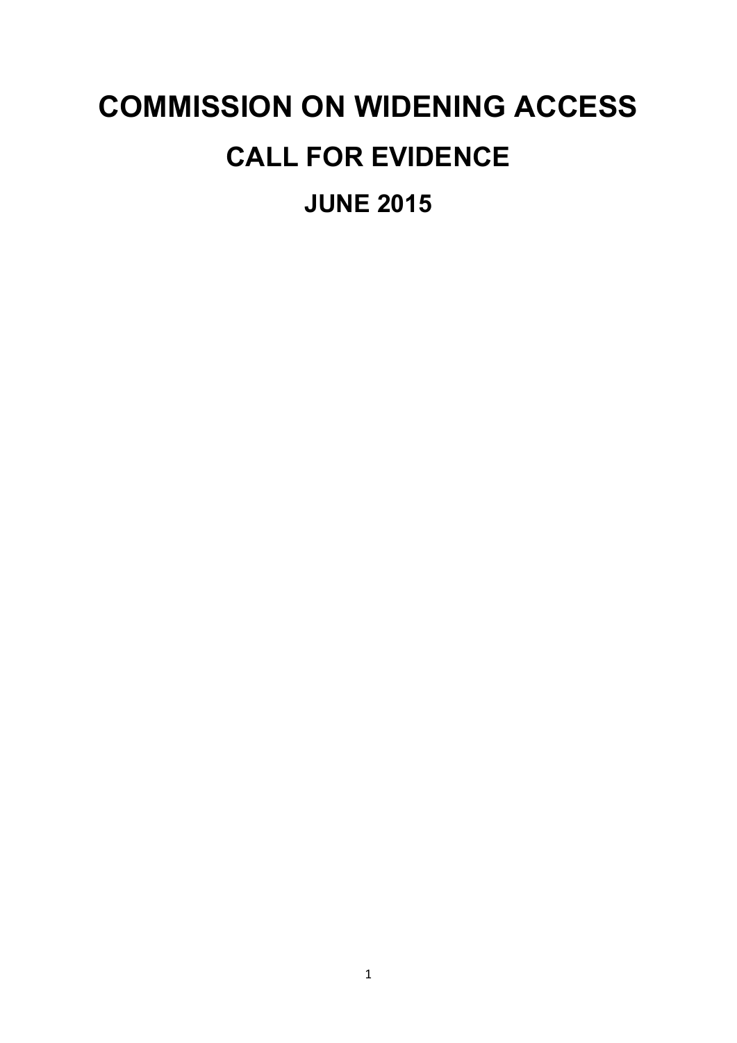# COMMISSION ON WIDENING ACCESS

## CALL FOR EVIDENCE

### JUNE 2015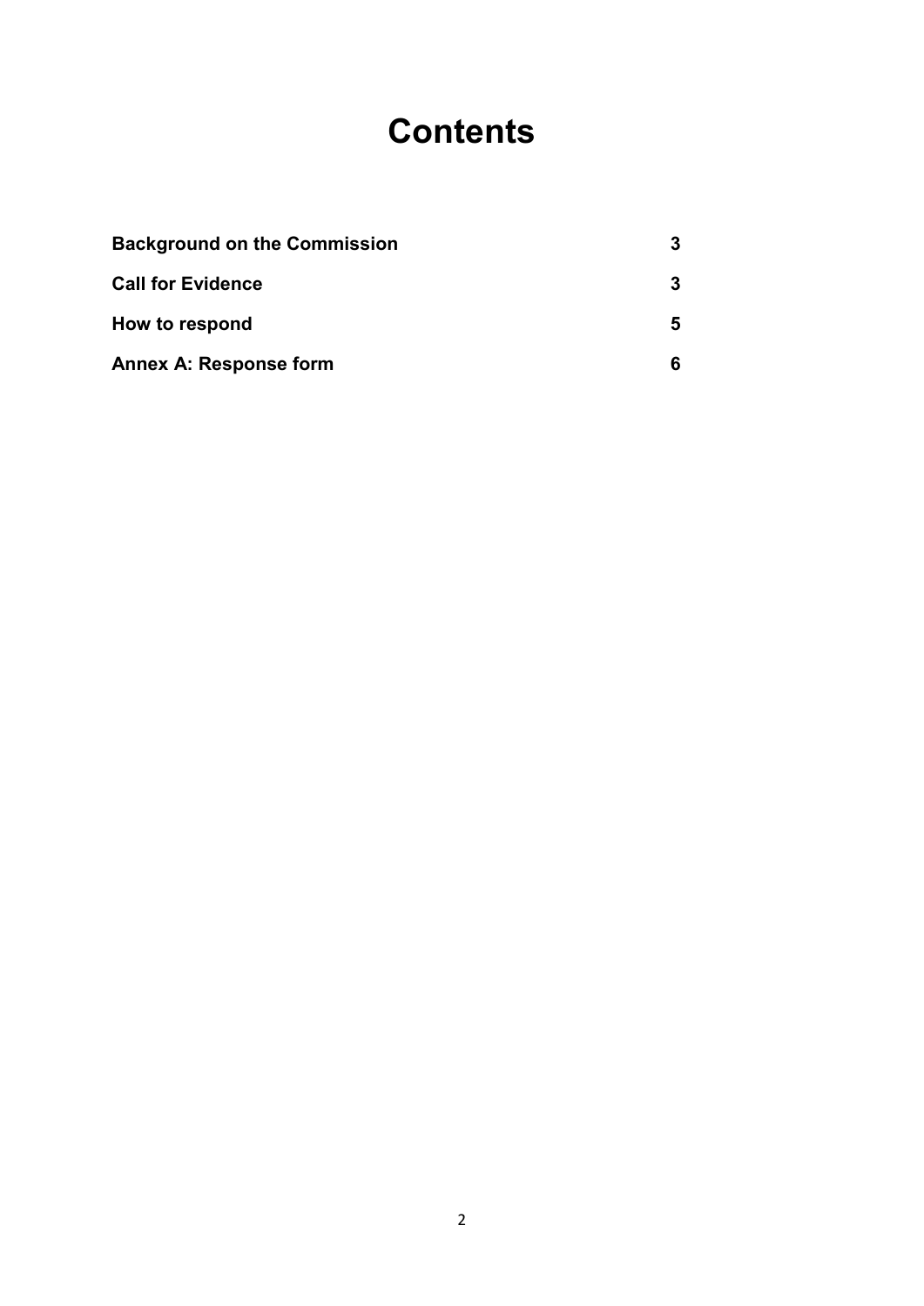# Contents

| | |
|---|---|
| **Background on the Commission** | **3** |
| **Call for Evidence** | **3** |
| **How to respond** | **5** |
| **Annex A: Response form** | **6** |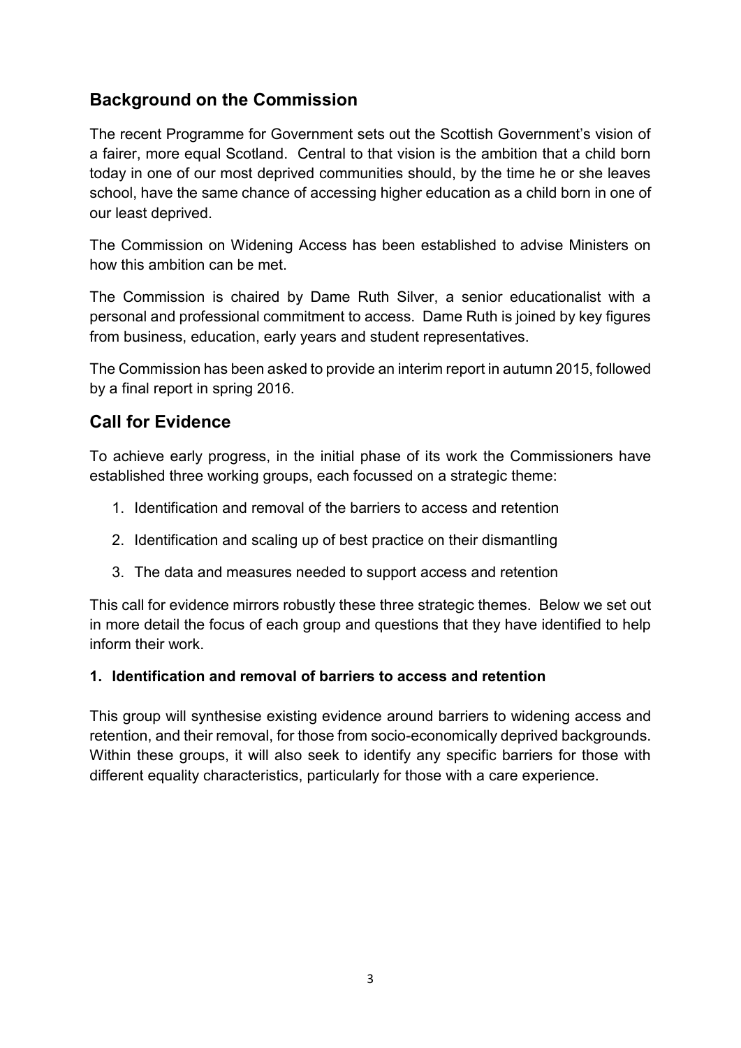## Background on the Commission

The recent Programme for Government sets out the Scottish Government's vision of a fairer, more equal Scotland. Central to that vision is the ambition that a child born today in one of our most deprived communities should, by the time he or she leaves school, have the same chance of accessing higher education as a child born in one of our least deprived.

The Commission on Widening Access has been established to advise Ministers on how this ambition can be met.

The Commission is chaired by Dame Ruth Silver, a senior educationalist with a personal and professional commitment to access. Dame Ruth is joined by key figures from business, education, early years and student representatives.

The Commission has been asked to provide an interim report in autumn 2015, followed by a final report in spring 2016.

## Call for Evidence

To achieve early progress, in the initial phase of its work the Commissioners have established three working groups, each focussed on a strategic theme:

1. Identification and removal of the barriers to access and retention
2. Identification and scaling up of best practice on their dismantling
3. The data and measures needed to support access and retention

This call for evidence mirrors robustly these three strategic themes. Below we set out in more detail the focus of each group and questions that they have identified to help inform their work.

**1. Identification and removal of barriers to access and retention**

This group will synthesise existing evidence around barriers to widening access and retention, and their removal, for those from socio-economically deprived backgrounds. Within these groups, it will also seek to identify any specific barriers for those with different equality characteristics, particularly for those with a care experience.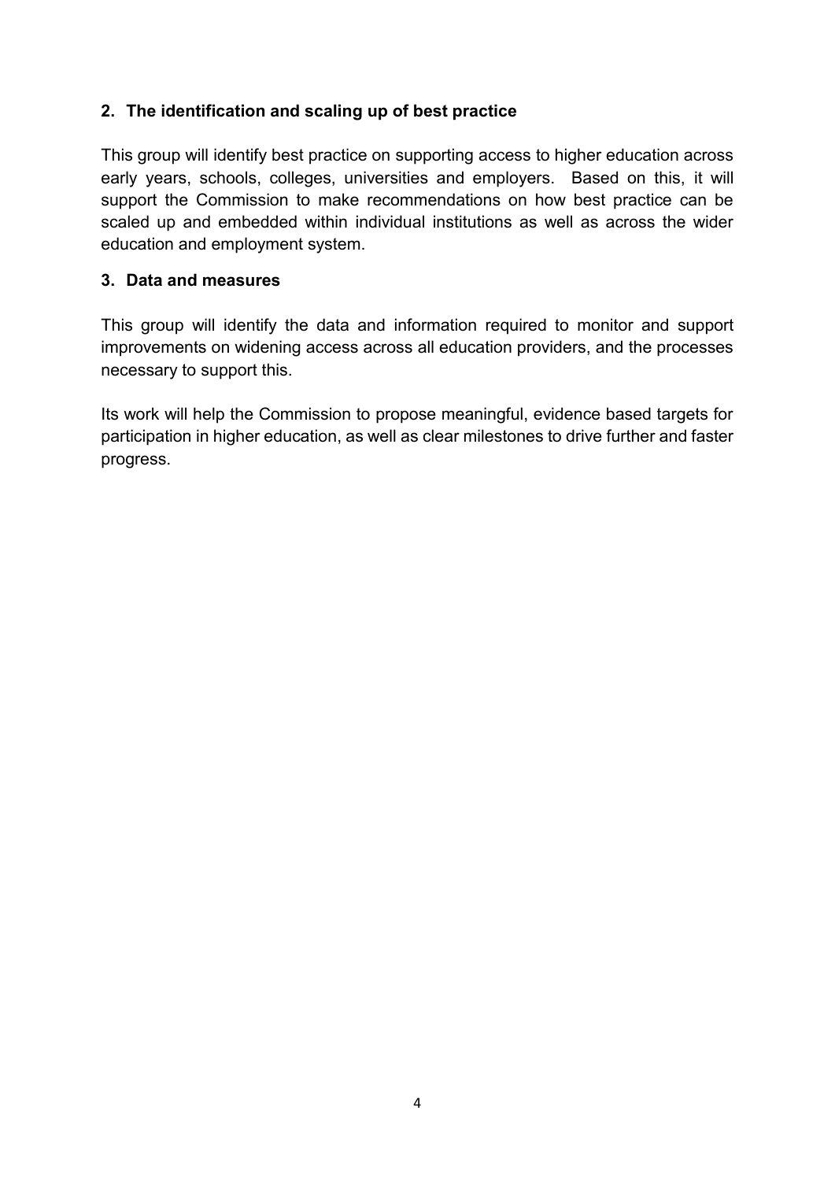## 2. The identification and scaling up of best practice

This group will identify best practice on supporting access to higher education across early years, schools, colleges, universities and employers. Based on this, it will support the Commission to make recommendations on how best practice can be scaled up and embedded within individual institutions as well as across the wider education and employment system.

## 3. Data and measures

This group will identify the data and information required to monitor and support improvements on widening access across all education providers, and the processes necessary to support this.

Its work will help the Commission to propose meaningful, evidence based targets for participation in higher education, as well as clear milestones to drive further and faster progress.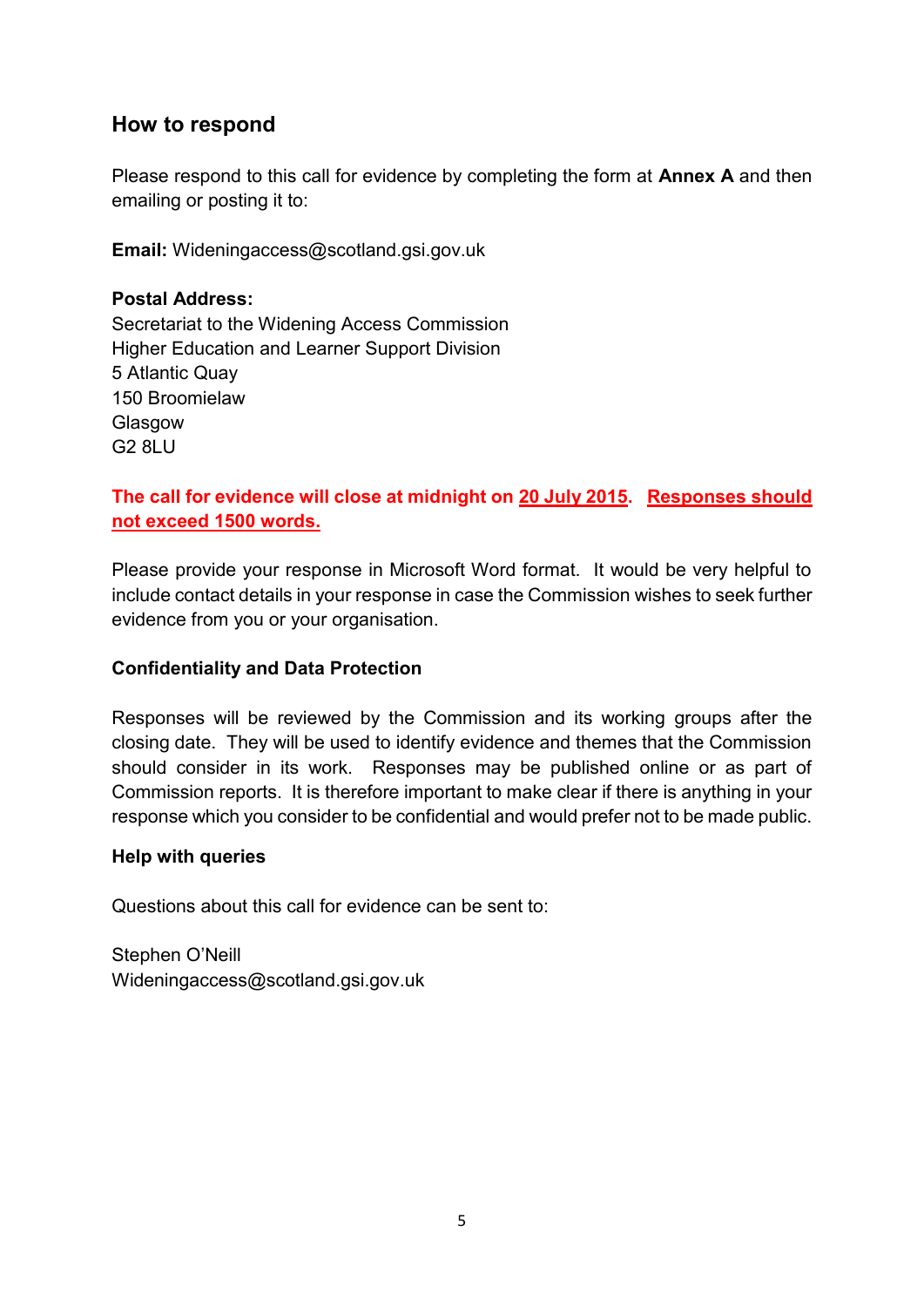## How to respond

Please respond to this call for evidence by completing the form at **Annex A** and then emailing or posting it to:

**Email:** Wideningaccess@scotland.gsi.gov.uk

**Postal Address:**
Secretariat to the Widening Access Commission
Higher Education and Learner Support Division
5 Atlantic Quay
150 Broomielaw
Glasgow
G2 8LU

**The call for evidence will close at midnight on 20 July 2015. Responses should not exceed 1500 words.**

Please provide your response in Microsoft Word format. It would be very helpful to include contact details in your response in case the Commission wishes to seek further evidence from you or your organisation.

### Confidentiality and Data Protection

Responses will be reviewed by the Commission and its working groups after the closing date. They will be used to identify evidence and themes that the Commission should consider in its work. Responses may be published online or as part of Commission reports. It is therefore important to make clear if there is anything in your response which you consider to be confidential and would prefer not to be made public.

### Help with queries

Questions about this call for evidence can be sent to:

Stephen O'Neill
Wideningaccess@scotland.gsi.gov.uk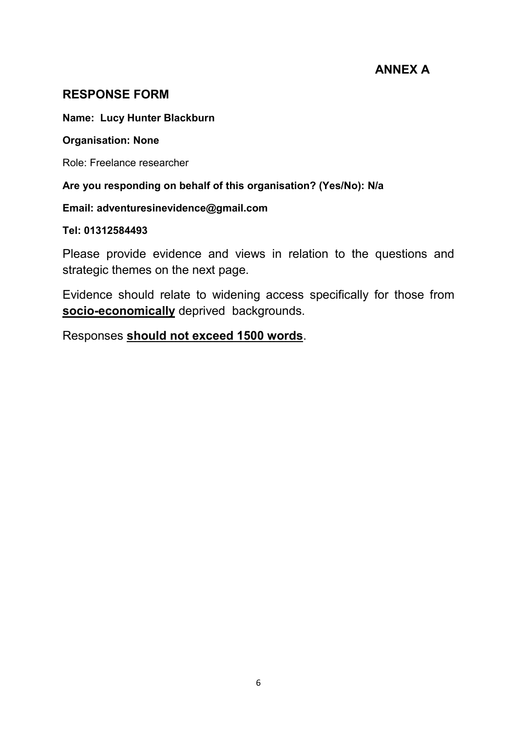## ANNEX A

## RESPONSE FORM

**Name: Lucy Hunter Blackburn**

**Organisation: None**

Role: Freelance researcher

**Are you responding on behalf of this organisation? (Yes/No): N/a**

**Email: adventuresinevidence@gmail.com**

**Tel: 01312584493**

Please provide evidence and views in relation to the questions and strategic themes on the next page.

Evidence should relate to widening access specifically for those from **socio-economically** deprived backgrounds.

Responses **should not exceed 1500 words**.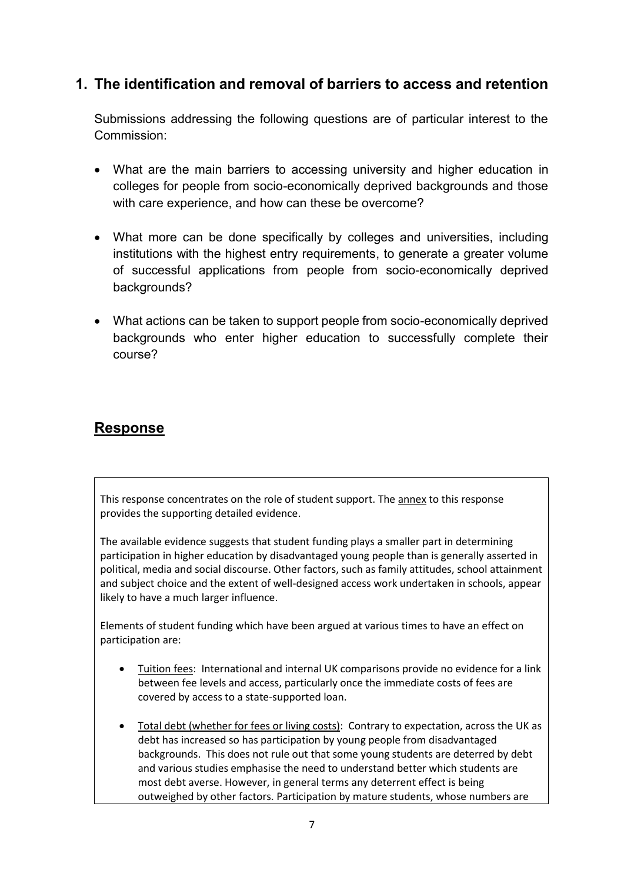## 1. The identification and removal of barriers to access and retention

Submissions addressing the following questions are of particular interest to the Commission:

- What are the main barriers to accessing university and higher education in colleges for people from socio-economically deprived backgrounds and those with care experience, and how can these be overcome?
- What more can be done specifically by colleges and universities, including institutions with the highest entry requirements, to generate a greater volume of successful applications from people from socio-economically deprived backgrounds?
- What actions can be taken to support people from socio-economically deprived backgrounds who enter higher education to successfully complete their course?

## Response

This response concentrates on the role of student support. The annex to this response provides the supporting detailed evidence.

The available evidence suggests that student funding plays a smaller part in determining participation in higher education by disadvantaged young people than is generally asserted in political, media and social discourse. Other factors, such as family attitudes, school attainment and subject choice and the extent of well-designed access work undertaken in schools, appear likely to have a much larger influence.

Elements of student funding which have been argued at various times to have an effect on participation are:

- Tuition fees: International and internal UK comparisons provide no evidence for a link between fee levels and access, particularly once the immediate costs of fees are covered by access to a state-supported loan.
- Total debt (whether for fees or living costs): Contrary to expectation, across the UK as debt has increased so has participation by young people from disadvantaged backgrounds. This does not rule out that some young students are deterred by debt and various studies emphasise the need to understand better which students are most debt averse. However, in general terms any deterrent effect is being outweighed by other factors. Participation by mature students, whose numbers are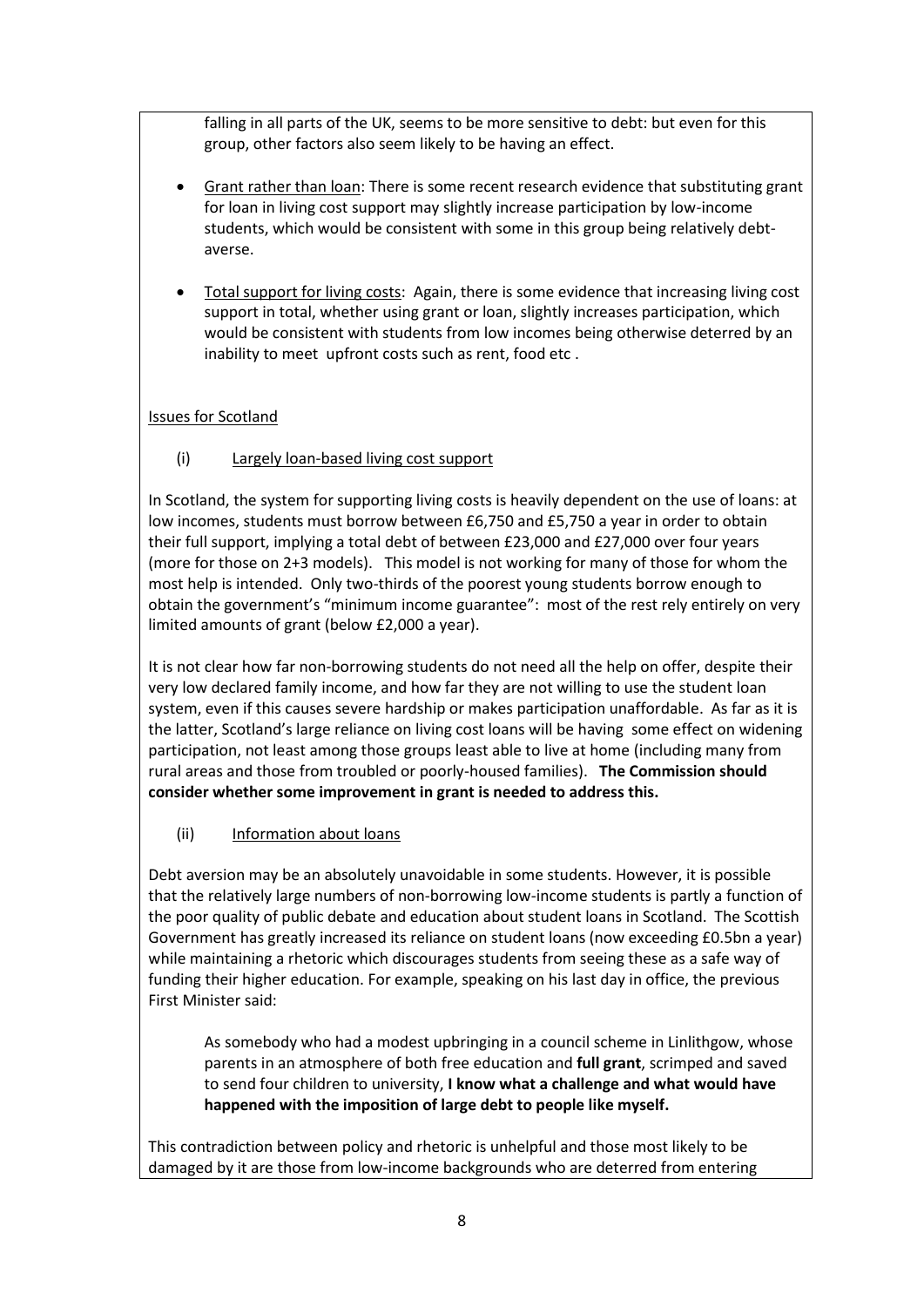falling in all parts of the UK, seems to be more sensitive to debt: but even for this group, other factors also seem likely to be having an effect.

- Grant rather than loan: There is some recent research evidence that substituting grant for loan in living cost support may slightly increase participation by low-income students, which would be consistent with some in this group being relatively debt-averse.

- Total support for living costs: Again, there is some evidence that increasing living cost support in total, whether using grant or loan, slightly increases participation, which would be consistent with students from low incomes being otherwise deterred by an inability to meet upfront costs such as rent, food etc .

Issues for Scotland

(i) Largely loan-based living cost support

In Scotland, the system for supporting living costs is heavily dependent on the use of loans: at low incomes, students must borrow between £6,750 and £5,750 a year in order to obtain their full support, implying a total debt of between £23,000 and £27,000 over four years (more for those on 2+3 models). This model is not working for many of those for whom the most help is intended. Only two-thirds of the poorest young students borrow enough to obtain the government's "minimum income guarantee": most of the rest rely entirely on very limited amounts of grant (below £2,000 a year).

It is not clear how far non-borrowing students do not need all the help on offer, despite their very low declared family income, and how far they are not willing to use the student loan system, even if this causes severe hardship or makes participation unaffordable. As far as it is the latter, Scotland's large reliance on living cost loans will be having some effect on widening participation, not least among those groups least able to live at home (including many from rural areas and those from troubled or poorly-housed families). **The Commission should consider whether some improvement in grant is needed to address this.**

(ii) Information about loans

Debt aversion may be an absolutely unavoidable in some students. However, it is possible that the relatively large numbers of non-borrowing low-income students is partly a function of the poor quality of public debate and education about student loans in Scotland. The Scottish Government has greatly increased its reliance on student loans (now exceeding £0.5bn a year) while maintaining a rhetoric which discourages students from seeing these as a safe way of funding their higher education. For example, speaking on his last day in office, the previous First Minister said:

> As somebody who had a modest upbringing in a council scheme in Linlithgow, whose parents in an atmosphere of both free education and **full grant**, scrimped and saved to send four children to university, **I know what a challenge and what would have happened with the imposition of large debt to people like myself.**

This contradiction between policy and rhetoric is unhelpful and those most likely to be damaged by it are those from low-income backgrounds who are deterred from entering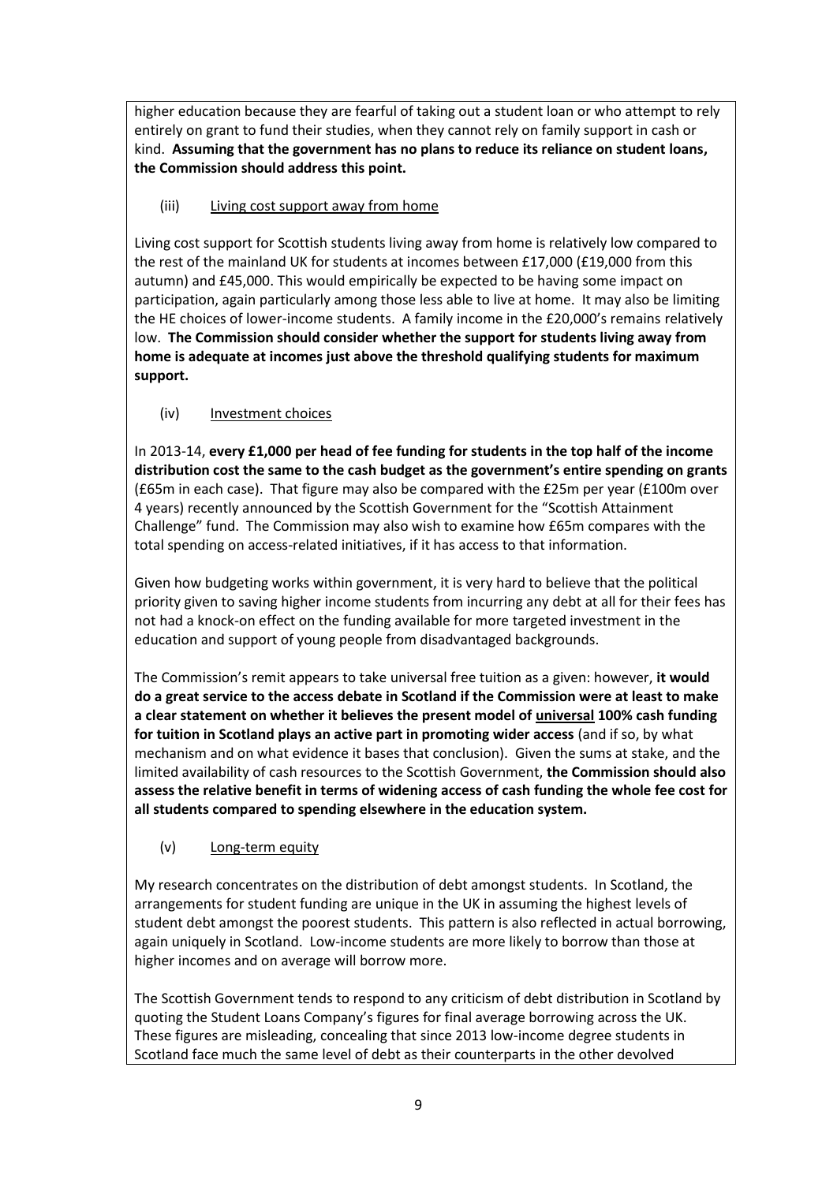higher education because they are fearful of taking out a student loan or who attempt to rely entirely on grant to fund their studies, when they cannot rely on family support in cash or kind. **Assuming that the government has no plans to reduce its reliance on student loans, the Commission should address this point.**

(iii) Living cost support away from home

Living cost support for Scottish students living away from home is relatively low compared to the rest of the mainland UK for students at incomes between £17,000 (£19,000 from this autumn) and £45,000. This would empirically be expected to be having some impact on participation, again particularly among those less able to live at home. It may also be limiting the HE choices of lower-income students. A family income in the £20,000's remains relatively low. **The Commission should consider whether the support for students living away from home is adequate at incomes just above the threshold qualifying students for maximum support.**

(iv) Investment choices

In 2013-14, **every £1,000 per head of fee funding for students in the top half of the income distribution cost the same to the cash budget as the government's entire spending on grants** (£65m in each case). That figure may also be compared with the £25m per year (£100m over 4 years) recently announced by the Scottish Government for the "Scottish Attainment Challenge" fund. The Commission may also wish to examine how £65m compares with the total spending on access-related initiatives, if it has access to that information.

Given how budgeting works within government, it is very hard to believe that the political priority given to saving higher income students from incurring any debt at all for their fees has not had a knock-on effect on the funding available for more targeted investment in the education and support of young people from disadvantaged backgrounds.

The Commission's remit appears to take universal free tuition as a given: however, **it would do a great service to the access debate in Scotland if the Commission were at least to make a clear statement on whether it believes the present model of universal 100% cash funding for tuition in Scotland plays an active part in promoting wider access** (and if so, by what mechanism and on what evidence it bases that conclusion). Given the sums at stake, and the limited availability of cash resources to the Scottish Government, **the Commission should also assess the relative benefit in terms of widening access of cash funding the whole fee cost for all students compared to spending elsewhere in the education system.**

(v) Long-term equity

My research concentrates on the distribution of debt amongst students. In Scotland, the arrangements for student funding are unique in the UK in assuming the highest levels of student debt amongst the poorest students. This pattern is also reflected in actual borrowing, again uniquely in Scotland. Low-income students are more likely to borrow than those at higher incomes and on average will borrow more.

The Scottish Government tends to respond to any criticism of debt distribution in Scotland by quoting the Student Loans Company's figures for final average borrowing across the UK. These figures are misleading, concealing that since 2013 low-income degree students in Scotland face much the same level of debt as their counterparts in the other devolved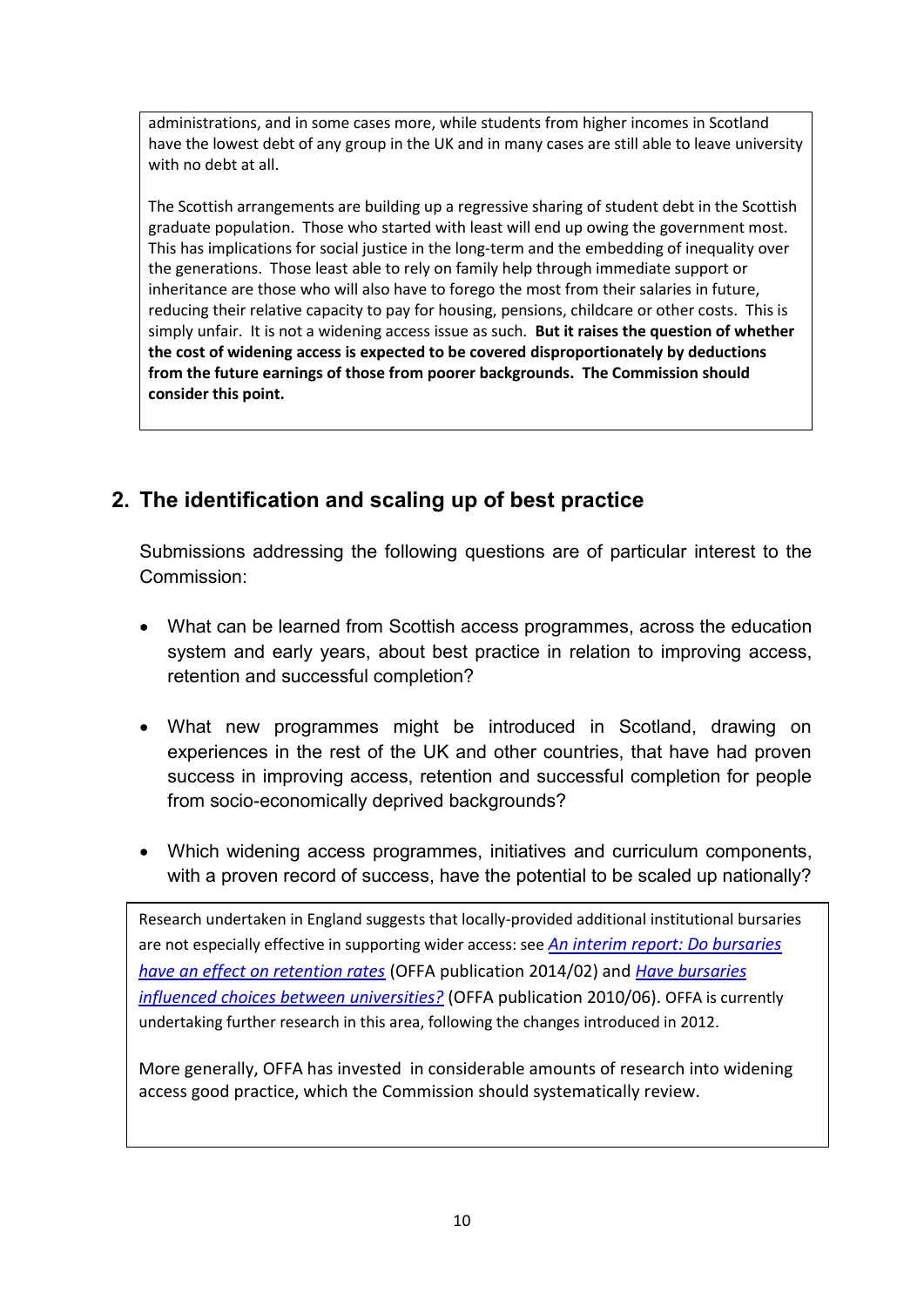administrations, and in some cases more, while students from higher incomes in Scotland have the lowest debt of any group in the UK and in many cases are still able to leave university with no debt at all.

The Scottish arrangements are building up a regressive sharing of student debt in the Scottish graduate population. Those who started with least will end up owing the government most. This has implications for social justice in the long-term and the embedding of inequality over the generations. Those least able to rely on family help through immediate support or inheritance are those who will also have to forego the most from their salaries in future, reducing their relative capacity to pay for housing, pensions, childcare or other costs. This is simply unfair. It is not a widening access issue as such. **But it raises the question of whether the cost of widening access is expected to be covered disproportionately by deductions from the future earnings of those from poorer backgrounds. The Commission should consider this point.**

## 2. The identification and scaling up of best practice

Submissions addressing the following questions are of particular interest to the Commission:

- What can be learned from Scottish access programmes, across the education system and early years, about best practice in relation to improving access, retention and successful completion?
- What new programmes might be introduced in Scotland, drawing on experiences in the rest of the UK and other countries, that have had proven success in improving access, retention and successful completion for people from socio-economically deprived backgrounds?
- Which widening access programmes, initiatives and curriculum components, with a proven record of success, have the potential to be scaled up nationally?

Research undertaken in England suggests that locally-provided additional institutional bursaries are not especially effective in supporting wider access: see *An interim report: Do bursaries have an effect on retention rates* (OFFA publication 2014/02) and *Have bursaries influenced choices between universities?* (OFFA publication 2010/06). OFFA is currently undertaking further research in this area, following the changes introduced in 2012.

More generally, OFFA has invested in considerable amounts of research into widening access good practice, which the Commission should systematically review.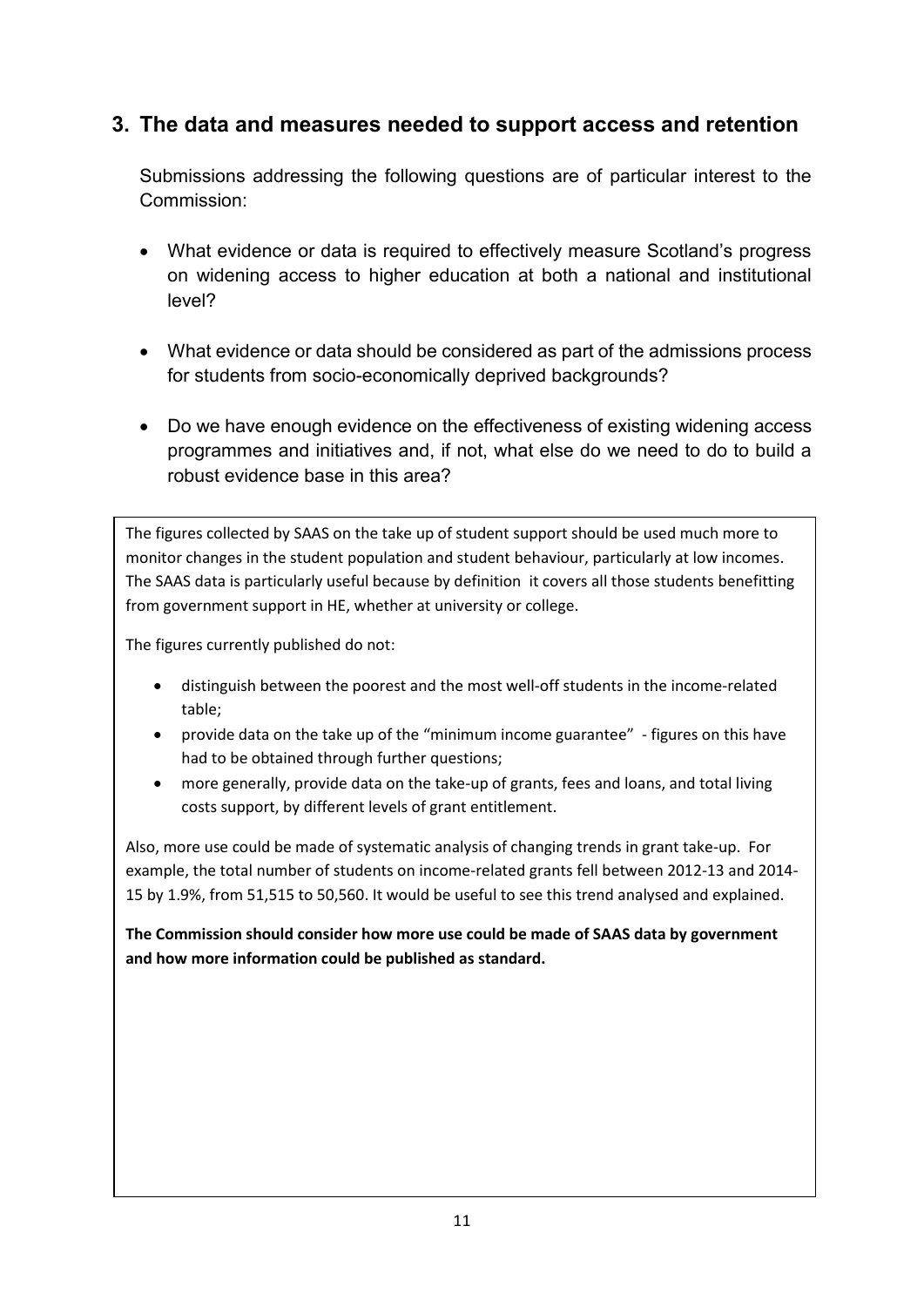## 3. The data and measures needed to support access and retention

Submissions addressing the following questions are of particular interest to the Commission:

- What evidence or data is required to effectively measure Scotland's progress on widening access to higher education at both a national and institutional level?
- What evidence or data should be considered as part of the admissions process for students from socio-economically deprived backgrounds?
- Do we have enough evidence on the effectiveness of existing widening access programmes and initiatives and, if not, what else do we need to do to build a robust evidence base in this area?

The figures collected by SAAS on the take up of student support should be used much more to monitor changes in the student population and student behaviour, particularly at low incomes. The SAAS data is particularly useful because by definition it covers all those students benefitting from government support in HE, whether at university or college.

The figures currently published do not:

- distinguish between the poorest and the most well-off students in the income-related table;
- provide data on the take up of the "minimum income guarantee" - figures on this have had to be obtained through further questions;
- more generally, provide data on the take-up of grants, fees and loans, and total living costs support, by different levels of grant entitlement.

Also, more use could be made of systematic analysis of changing trends in grant take-up. For example, the total number of students on income-related grants fell between 2012-13 and 2014-15 by 1.9%, from 51,515 to 50,560. It would be useful to see this trend analysed and explained.

**The Commission should consider how more use could be made of SAAS data by government and how more information could be published as standard.**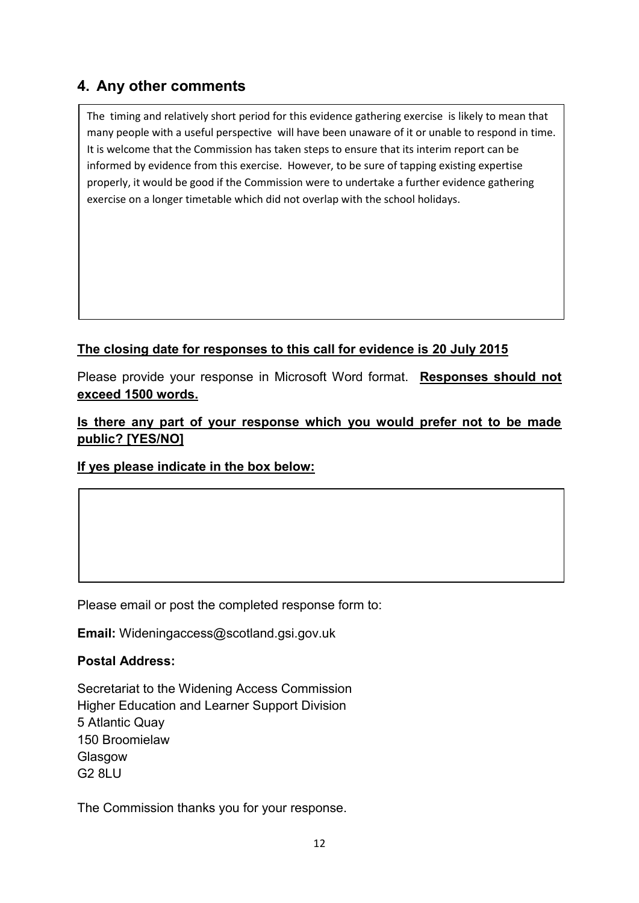## 4. Any other comments

The timing and relatively short period for this evidence gathering exercise is likely to mean that many people with a useful perspective will have been unaware of it or unable to respond in time. It is welcome that the Commission has taken steps to ensure that its interim report can be informed by evidence from this exercise. However, to be sure of tapping existing expertise properly, it would be good if the Commission were to undertake a further evidence gathering exercise on a longer timetable which did not overlap with the school holidays.

**The closing date for responses to this call for evidence is 20 July 2015**

Please provide your response in Microsoft Word format. **Responses should not exceed 1500 words.**

**Is there any part of your response which you would prefer not to be made public? [YES/NO]**

**If yes please indicate in the box below:**

Please email or post the completed response form to:

**Email:** Wideningaccess@scotland.gsi.gov.uk

**Postal Address:**

Secretariat to the Widening Access Commission
Higher Education and Learner Support Division
5 Atlantic Quay
150 Broomielaw
Glasgow
G2 8LU

The Commission thanks you for your response.